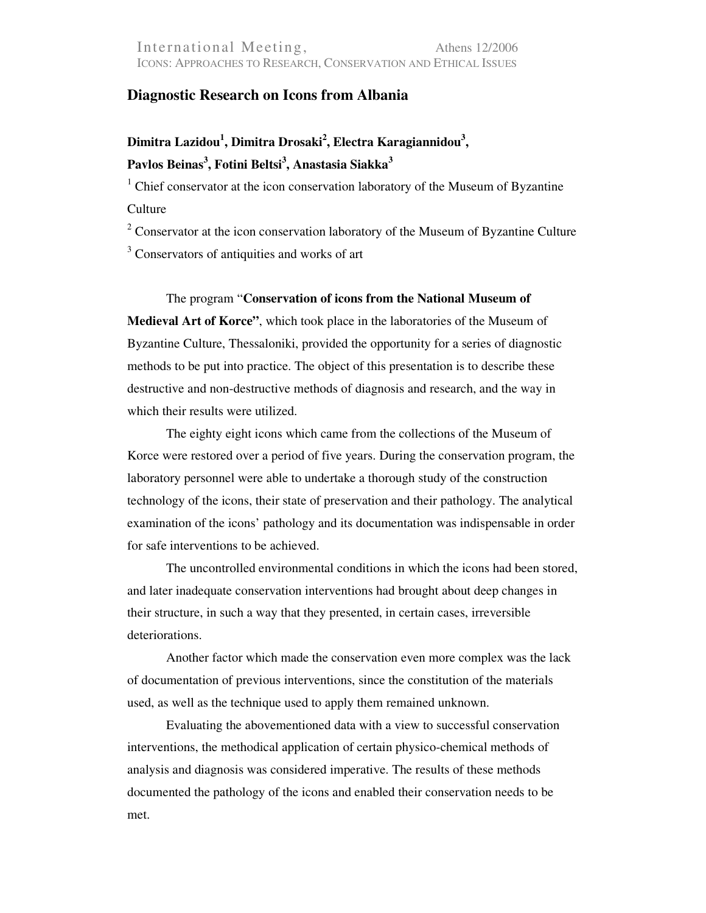# Diagnostic Research on Icons from Albania

**Dimitra Lazidou[1], Dimitra Drosaki[2], Electra Karagiannidou[3], Pavlos Beinas[3], Fotini Beltsi[3], Anastasia Siakka[3]**

[1] Chief conservator at the icon conservation laboratory of the Museum of Byzantine Culture

[2] Conservator at the icon conservation laboratory of the Museum of Byzantine Culture

[3] Conservators of antiquities and works of art

The program "**Conservation of icons from the National Museum of Medieval Art of Korce"**, which took place in the laboratories of the Museum of Byzantine Culture, Thessaloniki, provided the opportunity for a series of diagnostic methods to be put into practice. The object of this presentation is to describe these destructive and non-destructive methods of diagnosis and research, and the way in which their results were utilized.

The eighty eight icons which came from the collections of the Museum of Korce were restored over a period of five years. During the conservation program, the laboratory personnel were able to undertake a thorough study of the construction technology of the icons, their state of preservation and their pathology. The analytical examination of the icons' pathology and its documentation was indispensable in order for safe interventions to be achieved.

The uncontrolled environmental conditions in which the icons had been stored, and later inadequate conservation interventions had brought about deep changes in their structure, in such a way that they presented, in certain cases, irreversible deteriorations.

Another factor which made the conservation even more complex was the lack of documentation of previous interventions, since the constitution of the materials used, as well as the technique used to apply them remained unknown.

Evaluating the abovementioned data with a view to successful conservation interventions, the methodical application of certain physico-chemical methods of analysis and diagnosis was considered imperative. The results of these methods documented the pathology of the icons and enabled their conservation needs to be met.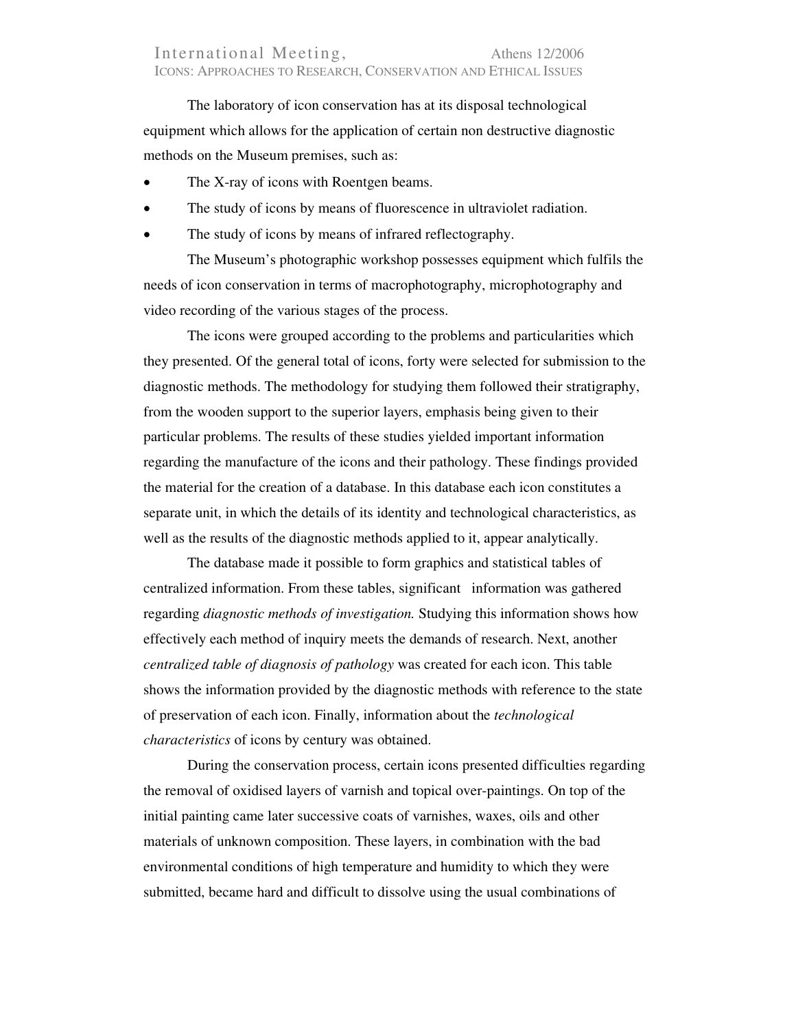The laboratory of icon conservation has at its disposal technological equipment which allows for the application of certain non destructive diagnostic methods on the Museum premises, such as:

- The X-ray of icons with Roentgen beams.
- The study of icons by means of fluorescence in ultraviolet radiation.
- The study of icons by means of infrared reflectography.

The Museum's photographic workshop possesses equipment which fulfils the needs of icon conservation in terms of macrophotography, microphotography and video recording of the various stages of the process.

The icons were grouped according to the problems and particularities which they presented. Of the general total of icons, forty were selected for submission to the diagnostic methods. The methodology for studying them followed their stratigraphy, from the wooden support to the superior layers, emphasis being given to their particular problems. The results of these studies yielded important information regarding the manufacture of the icons and their pathology. These findings provided the material for the creation of a database. In this database each icon constitutes a separate unit, in which the details of its identity and technological characteristics, as well as the results of the diagnostic methods applied to it, appear analytically.

The database made it possible to form graphics and statistical tables of centralized information. From these tables, significant information was gathered regarding *diagnostic methods of investigation.* Studying this information shows how effectively each method of inquiry meets the demands of research. Next, another *centralized table of diagnosis of pathology* was created for each icon. This table shows the information provided by the diagnostic methods with reference to the state of preservation of each icon. Finally, information about the *technological characteristics* of icons by century was obtained.

During the conservation process, certain icons presented difficulties regarding the removal of oxidised layers of varnish and topical over-paintings. On top of the initial painting came later successive coats of varnishes, waxes, oils and other materials of unknown composition. These layers, in combination with the bad environmental conditions of high temperature and humidity to which they were submitted, became hard and difficult to dissolve using the usual combinations of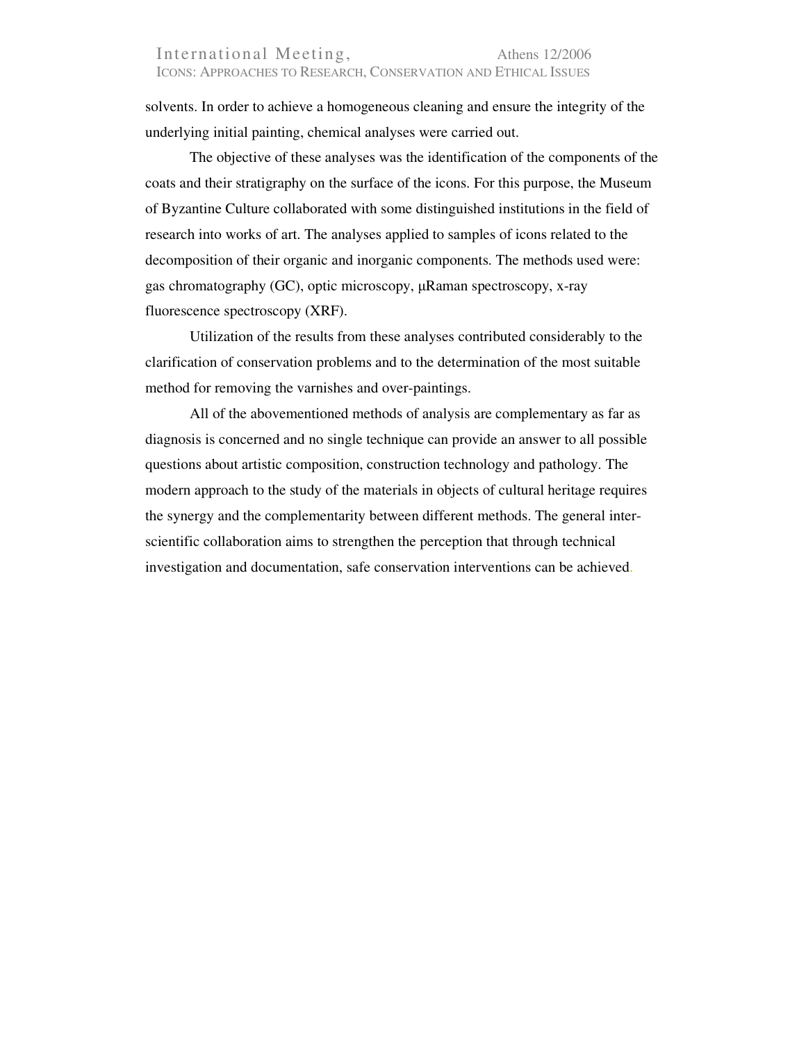solvents. In order to achieve a homogeneous cleaning and ensure the integrity of the underlying initial painting, chemical analyses were carried out.

The objective of these analyses was the identification of the components of the coats and their stratigraphy on the surface of the icons. For this purpose, the Museum of Byzantine Culture collaborated with some distinguished institutions in the field of research into works of art. The analyses applied to samples of icons related to the decomposition of their organic and inorganic components. The methods used were: gas chromatography (GC), optic microscopy, μRaman spectroscopy, x-ray fluorescence spectroscopy (XRF).

Utilization of the results from these analyses contributed considerably to the clarification of conservation problems and to the determination of the most suitable method for removing the varnishes and over-paintings.

All of the abovementioned methods of analysis are complementary as far as diagnosis is concerned and no single technique can provide an answer to all possible questions about artistic composition, construction technology and pathology. The modern approach to the study of the materials in objects of cultural heritage requires the synergy and the complementarity between different methods. The general inter-scientific collaboration aims to strengthen the perception that through technical investigation and documentation, safe conservation interventions can be achieved.